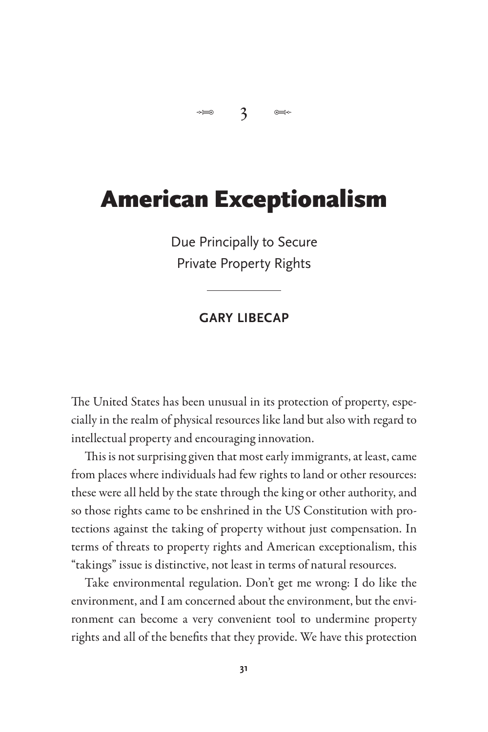3

# American Exceptionalism

Due Principally to Secure Private Property Rights

**GARY LIBECAP**

The United States has been unusual in its protection of property, especially in the realm of physical resources like land but also with regard to intellectual property and encouraging innovation.

This is not surprising given that most early immigrants, at least, came from places where individuals had few rights to land or other resources: these were all held by the state through the king or other authority, and so those rights came to be enshrined in the US Constitution with protections against the taking of property without just compensation. In terms of threats to property rights and American exceptionalism, this "takings" issue is distinctive, not least in terms of natural resources.

Take environmental regulation. Don't get me wrong: I do like the environment, and I am concerned about the environment, but the environment can become a very convenient tool to undermine property rights and all of the benefits that they provide. We have this protection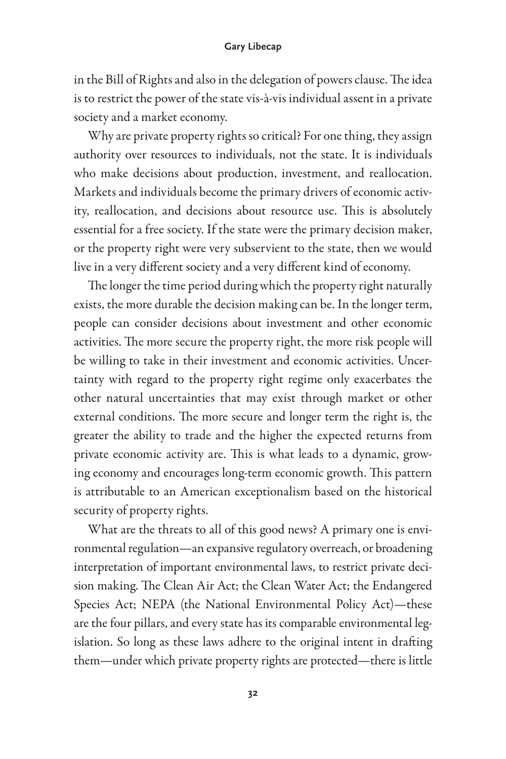in the Bill of Rights and also in the delegation of powers clause. The idea is to restrict the power of the state vis-à-vis individual assent in a private society and a market economy.

Why are private property rights so critical? For one thing, they assign authority over resources to individuals, not the state. It is individuals who make decisions about production, investment, and reallocation. Markets and individuals become the primary drivers of economic activity, reallocation, and decisions about resource use. This is absolutely essential for a free society. If the state were the primary decision maker, or the property right were very subservient to the state, then we would live in a very different society and a very different kind of economy.

The longer the time period during which the property right naturally exists, the more durable the decision making can be. In the longer term, people can consider decisions about investment and other economic activities. The more secure the property right, the more risk people will be willing to take in their investment and economic activities. Uncertainty with regard to the property right regime only exacerbates the other natural uncertainties that may exist through market or other external conditions. The more secure and longer term the right is, the greater the ability to trade and the higher the expected returns from private economic activity are. This is what leads to a dynamic, growing economy and encourages long-term economic growth. This pattern is attributable to an American exceptionalism based on the historical security of property rights.

What are the threats to all of this good news? A primary one is environmental regulation—an expansive regulatory overreach, or broadening interpretation of important environmental laws, to restrict private decision making. The Clean Air Act; the Clean Water Act; the Endangered Species Act; NEPA (the National Environmental Policy Act)—these are the four pillars, and every state has its comparable environmental legislation. So long as these laws adhere to the original intent in drafting them—under which private property rights are protected—there is little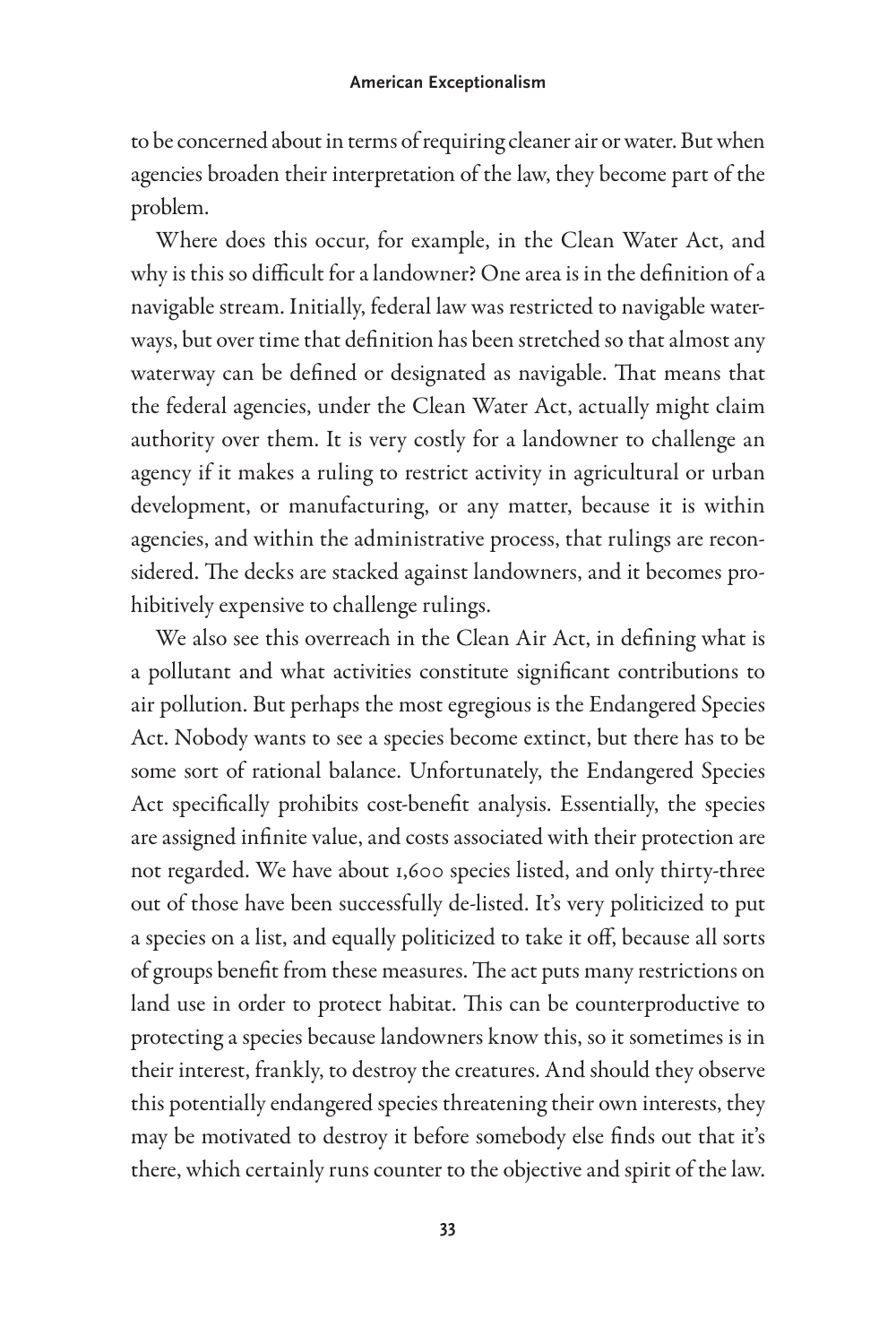to be concerned about in terms of requiring cleaner air or water. But when agencies broaden their interpretation of the law, they become part of the problem.

Where does this occur, for example, in the Clean Water Act, and why is this so difficult for a landowner? One area is in the definition of a navigable stream. Initially, federal law was restricted to navigable waterways, but over time that definition has been stretched so that almost any waterway can be defined or designated as navigable. That means that the federal agencies, under the Clean Water Act, actually might claim authority over them. It is very costly for a landowner to challenge an agency if it makes a ruling to restrict activity in agricultural or urban development, or manufacturing, or any matter, because it is within agencies, and within the administrative process, that rulings are reconsidered. The decks are stacked against landowners, and it becomes prohibitively expensive to challenge rulings.

We also see this overreach in the Clean Air Act, in defining what is a pollutant and what activities constitute significant contributions to air pollution. But perhaps the most egregious is the Endangered Species Act. Nobody wants to see a species become extinct, but there has to be some sort of rational balance. Unfortunately, the Endangered Species Act specifically prohibits cost-benefit analysis. Essentially, the species are assigned infinite value, and costs associated with their protection are not regarded. We have about 1,600 species listed, and only thirty-three out of those have been successfully de-listed. It's very politicized to put a species on a list, and equally politicized to take it off, because all sorts of groups benefit from these measures. The act puts many restrictions on land use in order to protect habitat. This can be counterproductive to protecting a species because landowners know this, so it sometimes is in their interest, frankly, to destroy the creatures. And should they observe this potentially endangered species threatening their own interests, they may be motivated to destroy it before somebody else finds out that it's there, which certainly runs counter to the objective and spirit of the law.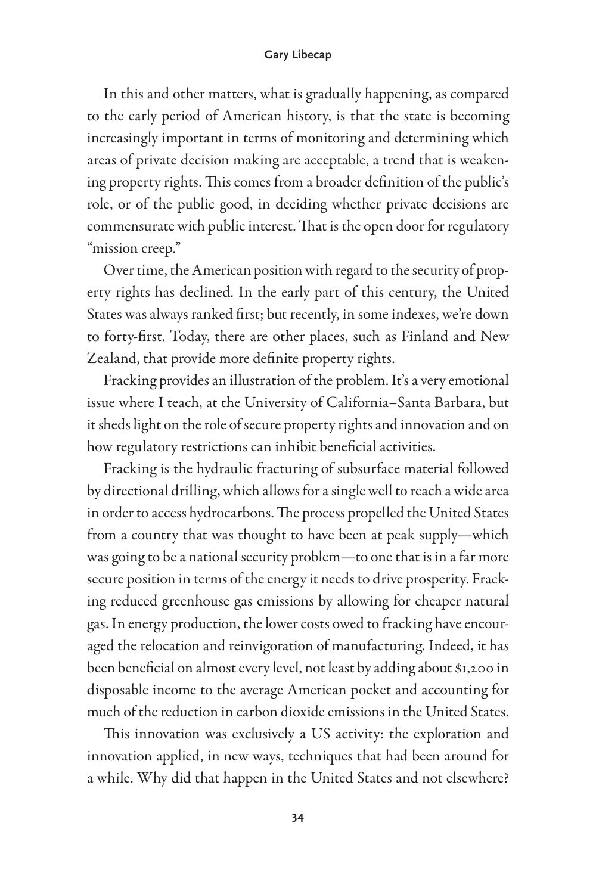In this and other matters, what is gradually happening, as compared to the early period of American history, is that the state is becoming increasingly important in terms of monitoring and determining which areas of private decision making are acceptable, a trend that is weakening property rights. This comes from a broader definition of the public's role, or of the public good, in deciding whether private decisions are commensurate with public interest. That is the open door for regulatory "mission creep."

Over time, the American position with regard to the security of property rights has declined. In the early part of this century, the United States was always ranked first; but recently, in some indexes, we're down to forty-first. Today, there are other places, such as Finland and New Zealand, that provide more definite property rights.

Fracking provides an illustration of the problem. It's a very emotional issue where I teach, at the University of California–Santa Barbara, but it sheds light on the role of secure property rights and innovation and on how regulatory restrictions can inhibit beneficial activities.

Fracking is the hydraulic fracturing of subsurface material followed by directional drilling, which allows for a single well to reach a wide area in order to access hydrocarbons. The process propelled the United States from a country that was thought to have been at peak supply—which was going to be a national security problem—to one that is in a far more secure position in terms of the energy it needs to drive prosperity. Fracking reduced greenhouse gas emissions by allowing for cheaper natural gas. In energy production, the lower costs owed to fracking have encouraged the relocation and reinvigoration of manufacturing. Indeed, it has been beneficial on almost every level, not least by adding about $1,200 in disposable income to the average American pocket and accounting for much of the reduction in carbon dioxide emissions in the United States.

This innovation was exclusively a US activity: the exploration and innovation applied, in new ways, techniques that had been around for a while. Why did that happen in the United States and not elsewhere?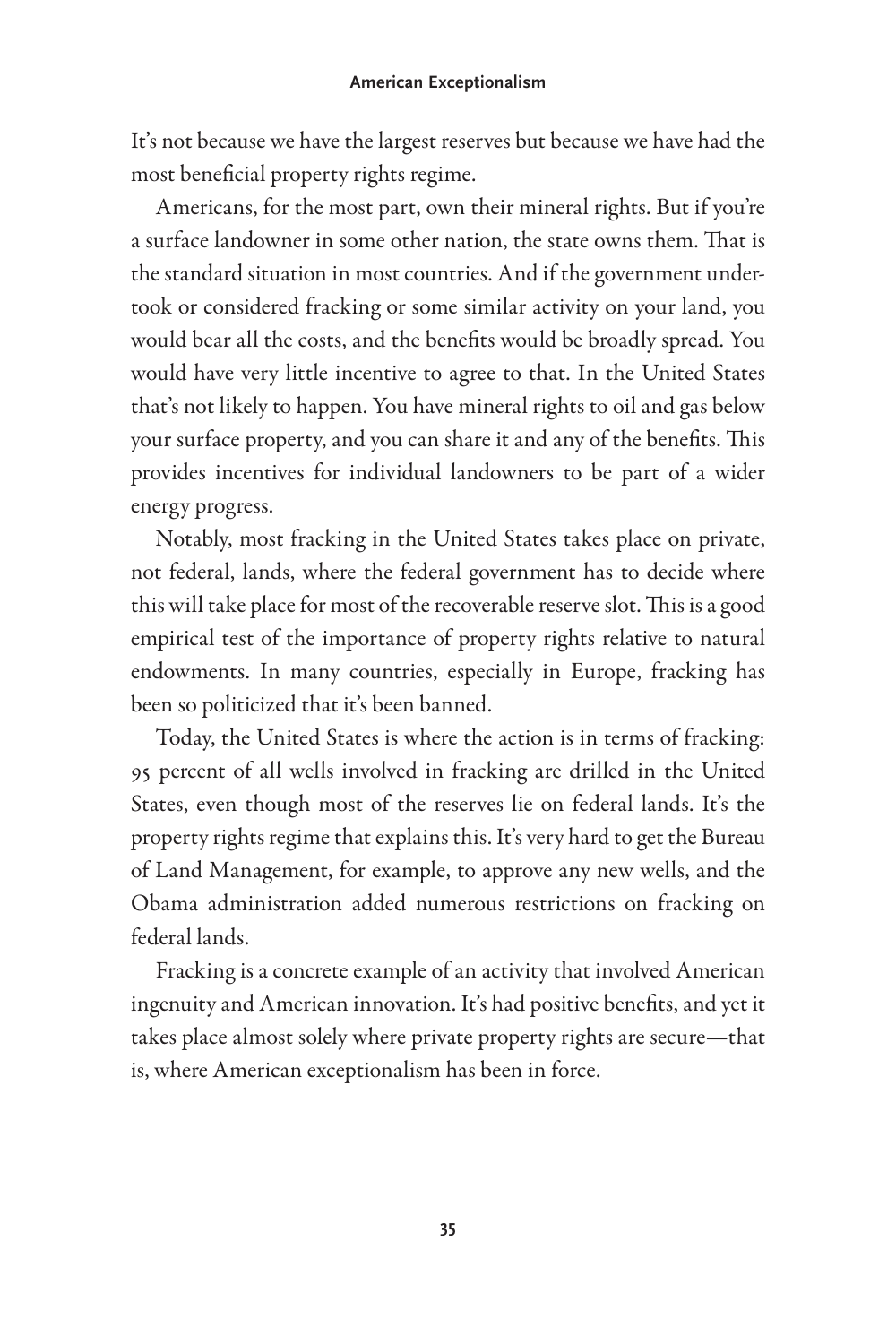It's not because we have the largest reserves but because we have had the most beneficial property rights regime.

Americans, for the most part, own their mineral rights. But if you're a surface landowner in some other nation, the state owns them. That is the standard situation in most countries. And if the government undertook or considered fracking or some similar activity on your land, you would bear all the costs, and the benefits would be broadly spread. You would have very little incentive to agree to that. In the United States that's not likely to happen. You have mineral rights to oil and gas below your surface property, and you can share it and any of the benefits. This provides incentives for individual landowners to be part of a wider energy progress.

Notably, most fracking in the United States takes place on private, not federal, lands, where the federal government has to decide where this will take place for most of the recoverable reserve slot. This is a good empirical test of the importance of property rights relative to natural endowments. In many countries, especially in Europe, fracking has been so politicized that it's been banned.

Today, the United States is where the action is in terms of fracking: 95 percent of all wells involved in fracking are drilled in the United States, even though most of the reserves lie on federal lands. It's the property rights regime that explains this. It's very hard to get the Bureau of Land Management, for example, to approve any new wells, and the Obama administration added numerous restrictions on fracking on federal lands.

Fracking is a concrete example of an activity that involved American ingenuity and American innovation. It's had positive benefits, and yet it takes place almost solely where private property rights are secure—that is, where American exceptionalism has been in force.